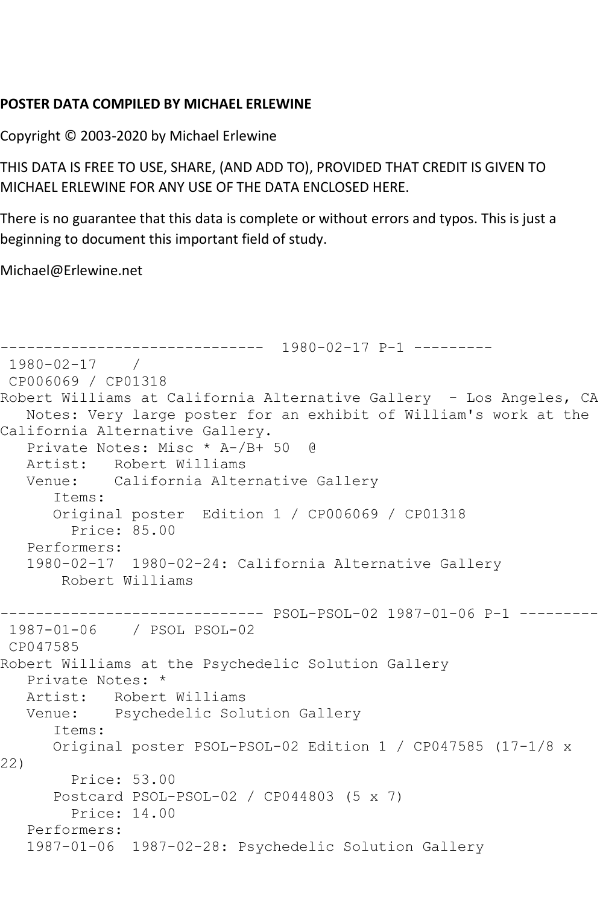**POSTER DATA COMPILED BY MICHAEL ERLEWINE**

Copyright © 2003-2020 by Michael Erlewine

THIS DATA IS FREE TO USE, SHARE, (AND ADD TO), PROVIDED THAT CREDIT IS GIVEN TO MICHAEL ERLEWINE FOR ANY USE OF THE DATA ENCLOSED HERE.

There is no guarantee that this data is complete or without errors and typos. This is just a beginning to document this important field of study.

Michael@Erlewine.net

```
------------------------------  1980-02-17 P-1 ---------
 1980-02-17    /
 CP006069 / CP01318
Robert Williams at California Alternative Gallery  - Los Angeles, CA
   Notes: Very large poster for an exhibit of William's work at the
California Alternative Gallery.
   Private Notes: Misc * A-/B+ 50  @
   Artist:   Robert Williams
   Venue:    California Alternative Gallery
      Items:
      Original poster  Edition 1 / CP006069 / CP01318
        Price: 85.00
   Performers:
   1980-02-17  1980-02-24: California Alternative Gallery
       Robert Williams

------------------------------ PSOL-PSOL-02 1987-01-06 P-1 ---------
 1987-01-06    / PSOL PSOL-02
 CP047585
Robert Williams at the Psychedelic Solution Gallery
   Private Notes: *
   Artist:   Robert Williams
   Venue:    Psychedelic Solution Gallery
      Items:
      Original poster PSOL-PSOL-02 Edition 1 / CP047585 (17-1/8 x
22)
        Price: 53.00
      Postcard PSOL-PSOL-02 / CP044803 (5 x 7)
        Price: 14.00
   Performers:
   1987-01-06  1987-02-28: Psychedelic Solution Gallery
```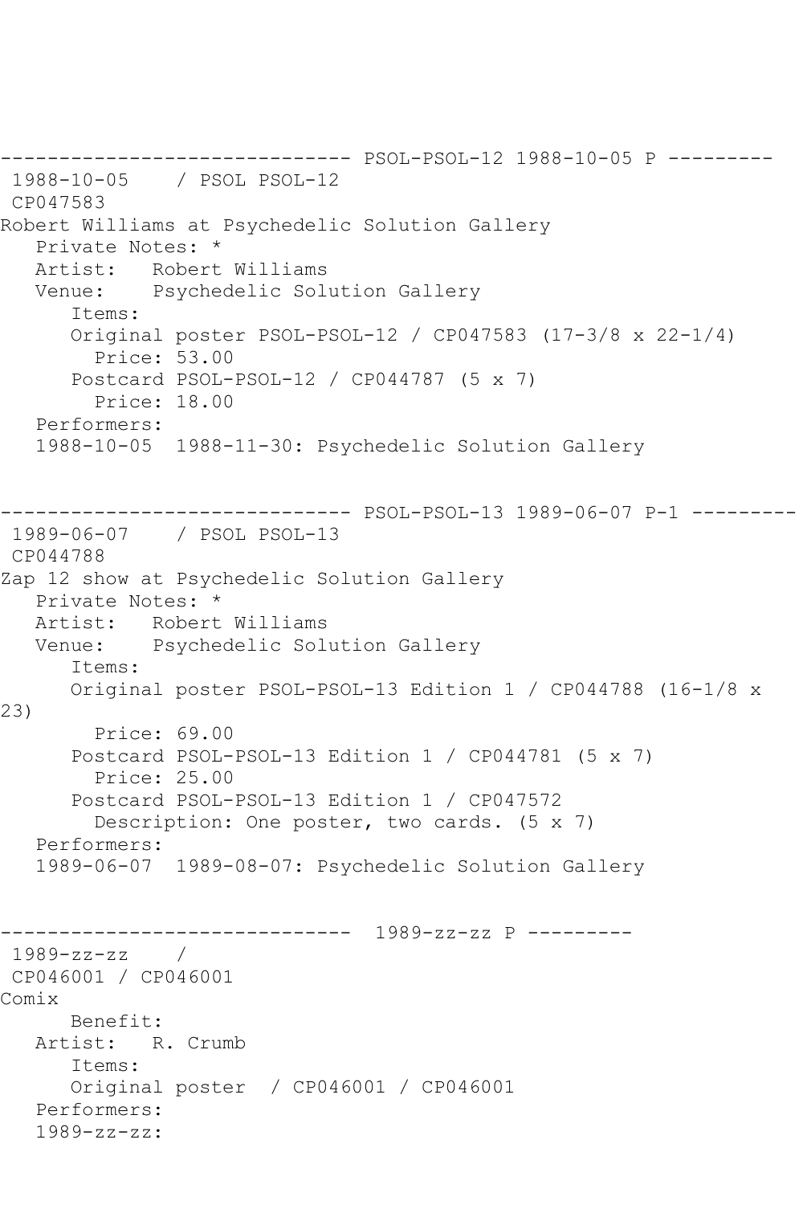------------------------------ PSOL-PSOL-12 1988-10-05 P ---------

1988-10-05 / PSOL PSOL-12

CP047583

Robert Williams at Psychedelic Solution Gallery

Private Notes: *

Artist: Robert Williams

Venue: Psychedelic Solution Gallery

Items:

Original poster PSOL-PSOL-12 / CP047583 (17-3/8 x 22-1/4)

Price: 53.00

Postcard PSOL-PSOL-12 / CP044787 (5 x 7)

Price: 18.00

Performers:

1988-10-05 1988-11-30: Psychedelic Solution Gallery

------------------------------ PSOL-PSOL-13 1989-06-07 P-1 ---------

1989-06-07 / PSOL PSOL-13

CP044788

Zap 12 show at Psychedelic Solution Gallery

Private Notes: *

Artist: Robert Williams

Venue: Psychedelic Solution Gallery

Items:

Original poster PSOL-PSOL-13 Edition 1 / CP044788 (16-1/8 x 23)

Price: 69.00

Postcard PSOL-PSOL-13 Edition 1 / CP044781 (5 x 7)

Price: 25.00

Postcard PSOL-PSOL-13 Edition 1 / CP047572

Description: One poster, two cards. (5 x 7)

Performers:

1989-06-07 1989-08-07: Psychedelic Solution Gallery

------------------------------ 1989-zz-zz P ---------

1989-zz-zz /

CP046001 / CP046001

Comix

Benefit:

Artist: R. Crumb

Items:

Original poster / CP046001 / CP046001

Performers:

1989-zz-zz: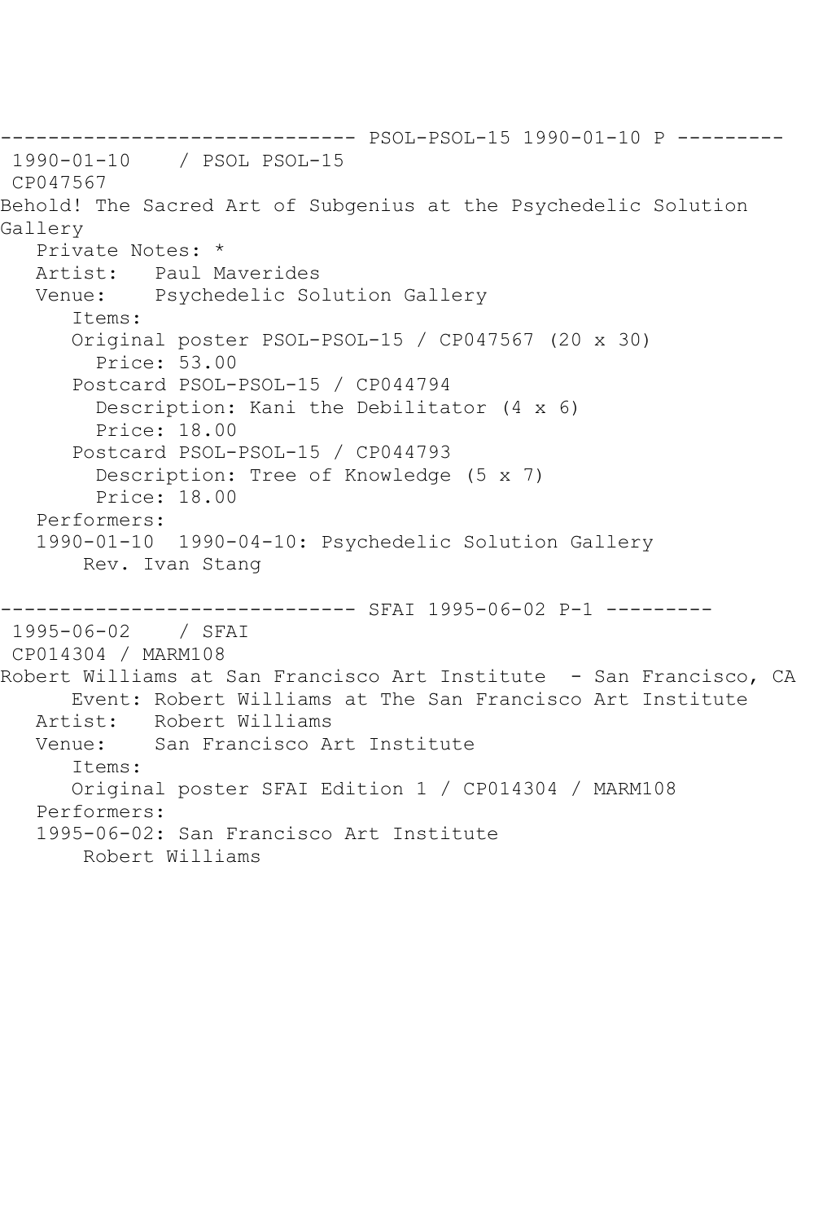------------------------------ PSOL-PSOL-15 1990-01-10 P ---------

1990-01-10 / PSOL PSOL-15

CP047567

Behold! The Sacred Art of Subgenius at the Psychedelic Solution Gallery

Private Notes: *

Artist: Paul Maverides

Venue: Psychedelic Solution Gallery

Items:

Original poster PSOL-PSOL-15 / CP047567 (20 x 30)

Price: 53.00

Postcard PSOL-PSOL-15 / CP044794

Description: Kani the Debilitator (4 x 6)

Price: 18.00

Postcard PSOL-PSOL-15 / CP044793

Description: Tree of Knowledge (5 x 7)

Price: 18.00

Performers:

1990-01-10 1990-04-10: Psychedelic Solution Gallery

Rev. Ivan Stang

------------------------------ SFAI 1995-06-02 P-1 ---------

1995-06-02 / SFAI

CP014304 / MARM108

Robert Williams at San Francisco Art Institute - San Francisco, CA

Event: Robert Williams at The San Francisco Art Institute

Artist: Robert Williams

Venue: San Francisco Art Institute

Items:

Original poster SFAI Edition 1 / CP014304 / MARM108

Performers:

1995-06-02: San Francisco Art Institute

Robert Williams